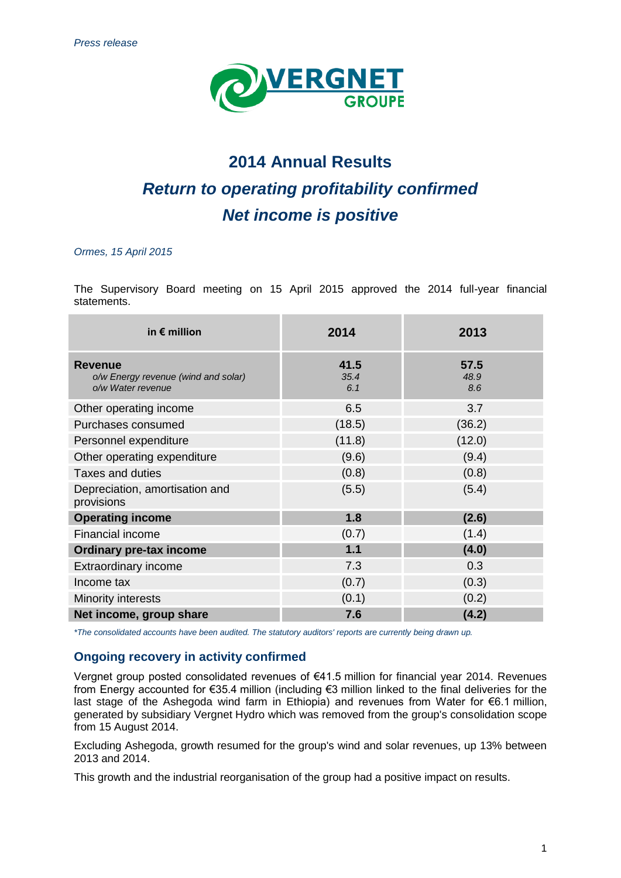*Press release*

**VERGNET GROUPE**

# 2014 Annual Results

## *Return to operating profitability confirmed*

## *Net income is positive*

*Ormes, 15 April 2015*

The Supervisory Board meeting on 15 April 2015 approved the 2014 full-year financial statements.

| in € million | 2014 | 2013 |
|---|---|---|
| **Revenue**<br>*o/w Energy revenue (wind and solar)*<br>*o/w Water revenue* | **41.5**<br>*35.4*<br>*6.1* | **57.5**<br>*48.9*<br>*8.6* |
| Other operating income | 6.5 | 3.7 |
| Purchases consumed | (18.5) | (36.2) |
| Personnel expenditure | (11.8) | (12.0) |
| Other operating expenditure | (9.6) | (9.4) |
| Taxes and duties | (0.8) | (0.8) |
| Depreciation, amortisation and provisions | (5.5) | (5.4) |
| **Operating income** | **1.8** | **(2.6)** |
| Financial income | (0.7) | (1.4) |
| **Ordinary pre-tax income** | **1.1** | **(4.0)** |
| Extraordinary income | 7.3 | 0.3 |
| Income tax | (0.7) | (0.3) |
| Minority interests | (0.1) | (0.2) |
| **Net income, group share** | **7.6** | **(4.2)** |

*\*The consolidated accounts have been audited. The statutory auditors' reports are currently being drawn up.*

### Ongoing recovery in activity confirmed

Vergnet group posted consolidated revenues of €41.5 million for financial year 2014. Revenues from Energy accounted for €35.4 million (including €3 million linked to the final deliveries for the last stage of the Ashegoda wind farm in Ethiopia) and revenues from Water for €6.1 million, generated by subsidiary Vergnet Hydro which was removed from the group's consolidation scope from 15 August 2014.

Excluding Ashegoda, growth resumed for the group's wind and solar revenues, up 13% between 2013 and 2014.

This growth and the industrial reorganisation of the group had a positive impact on results.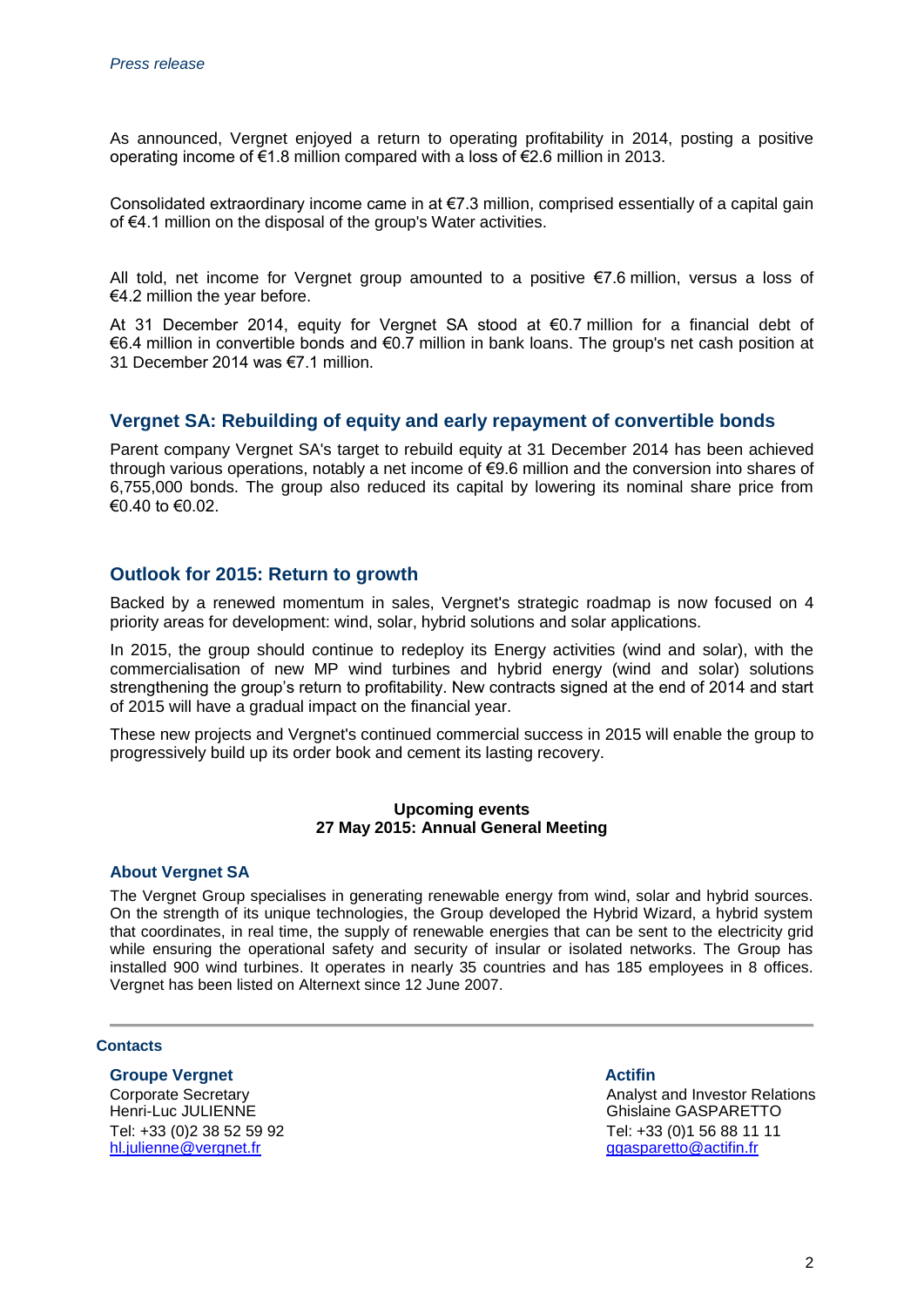*Press release*

As announced, Vergnet enjoyed a return to operating profitability in 2014, posting a positive operating income of €1.8 million compared with a loss of €2.6 million in 2013.

Consolidated extraordinary income came in at €7.3 million, comprised essentially of a capital gain of €4.1 million on the disposal of the group's Water activities.

All told, net income for Vergnet group amounted to a positive €7.6 million, versus a loss of €4.2 million the year before.

At 31 December 2014, equity for Vergnet SA stood at €0.7 million for a financial debt of €6.4 million in convertible bonds and €0.7 million in bank loans. The group's net cash position at 31 December 2014 was €7.1 million.

## Vergnet SA: Rebuilding of equity and early repayment of convertible bonds

Parent company Vergnet SA's target to rebuild equity at 31 December 2014 has been achieved through various operations, notably a net income of €9.6 million and the conversion into shares of 6,755,000 bonds. The group also reduced its capital by lowering its nominal share price from €0.40 to €0.02.

## Outlook for 2015: Return to growth

Backed by a renewed momentum in sales, Vergnet's strategic roadmap is now focused on 4 priority areas for development: wind, solar, hybrid solutions and solar applications.

In 2015, the group should continue to redeploy its Energy activities (wind and solar), with the commercialisation of new MP wind turbines and hybrid energy (wind and solar) solutions strengthening the group's return to profitability. New contracts signed at the end of 2014 and start of 2015 will have a gradual impact on the financial year.

These new projects and Vergnet's continued commercial success in 2015 will enable the group to progressively build up its order book and cement its lasting recovery.

**Upcoming events**
**27 May 2015: Annual General Meeting**

### About Vergnet SA

The Vergnet Group specialises in generating renewable energy from wind, solar and hybrid sources. On the strength of its unique technologies, the Group developed the Hybrid Wizard, a hybrid system that coordinates, in real time, the supply of renewable energies that can be sent to the electricity grid while ensuring the operational safety and security of insular or isolated networks. The Group has installed 900 wind turbines. It operates in nearly 35 countries and has 185 employees in 8 offices. Vergnet has been listed on Alternext since 12 June 2007.

---

**Contacts**

**Groupe Vergnet**
Corporate Secretary
Henri-Luc JULIENNE
Tel: +33 (0)2 38 52 59 92
hl.julienne@vergnet.fr

**Actifin**
Analyst and Investor Relations
Ghislaine GASPARETTO
Tel: +33 (0)1 56 88 11 11
ggasparetto@actifin.fr